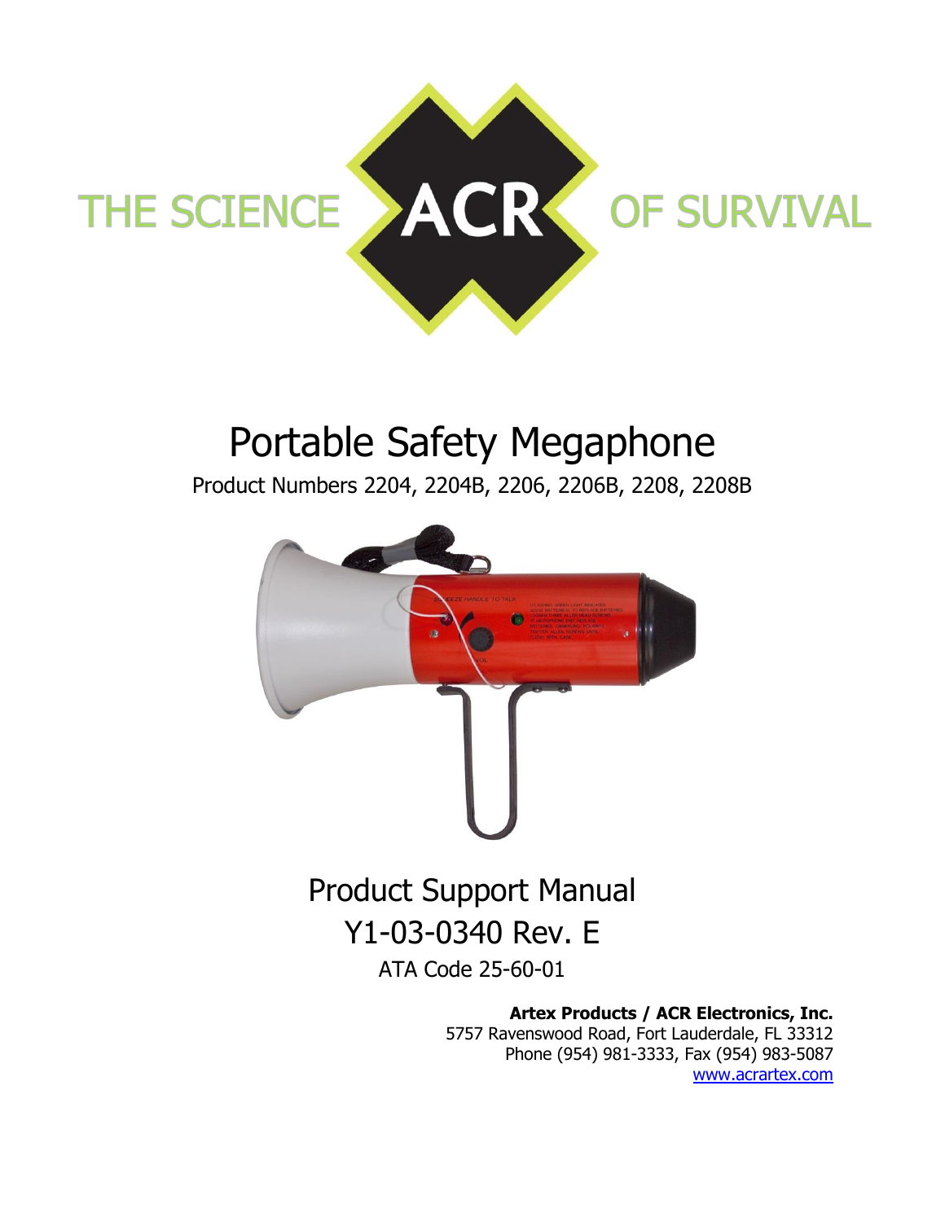THE SCIENCE ACR OF SURVIVAL

# Portable Safety Megaphone

Product Numbers 2204, 2204B, 2206, 2206B, 2208, 2208B

## Product Support Manual

## Y1-03-0340 Rev. E

ATA Code 25-60-01

**Artex Products / ACR Electronics, Inc.**
5757 Ravenswood Road, Fort Lauderdale, FL 33312
Phone (954) 981-3333, Fax (954) 983-5087
www.acrartex.com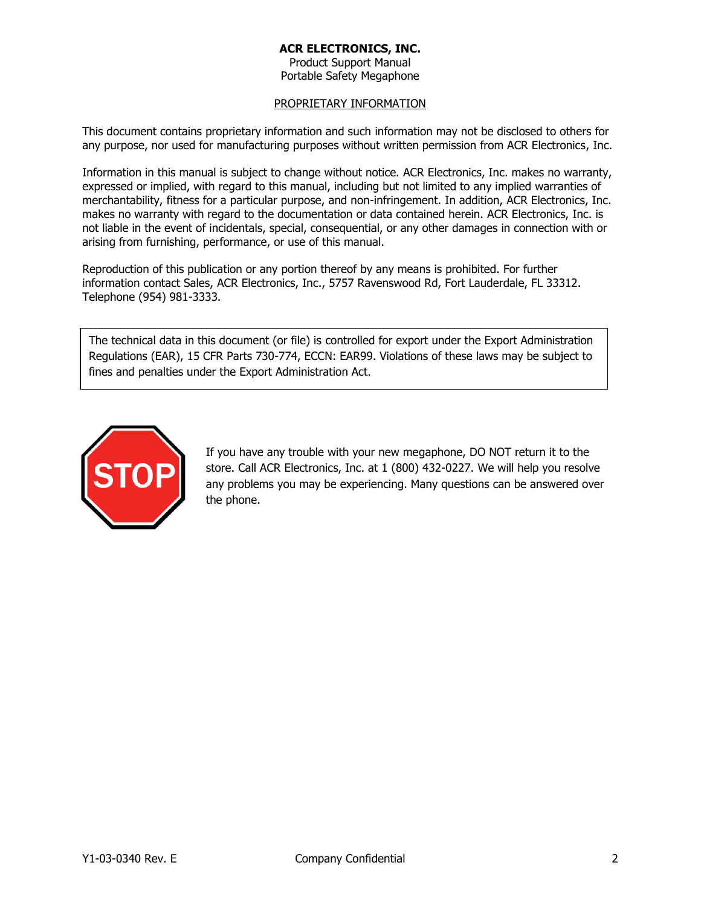**ACR ELECTRONICS, INC.**
Product Support Manual
Portable Safety Megaphone

PROPRIETARY INFORMATION

This document contains proprietary information and such information may not be disclosed to others for any purpose, nor used for manufacturing purposes without written permission from ACR Electronics, Inc.

Information in this manual is subject to change without notice. ACR Electronics, Inc. makes no warranty, expressed or implied, with regard to this manual, including but not limited to any implied warranties of merchantability, fitness for a particular purpose, and non-infringement. In addition, ACR Electronics, Inc. makes no warranty with regard to the documentation or data contained herein. ACR Electronics, Inc. is not liable in the event of incidentals, special, consequential, or any other damages in connection with or arising from furnishing, performance, or use of this manual.

Reproduction of this publication or any portion thereof by any means is prohibited. For further information contact Sales, ACR Electronics, Inc., 5757 Ravenswood Rd, Fort Lauderdale, FL 33312. Telephone (954) 981-3333.

The technical data in this document (or file) is controlled for export under the Export Administration Regulations (EAR), 15 CFR Parts 730-774, ECCN: EAR99. Violations of these laws may be subject to fines and penalties under the Export Administration Act.

STOP

If you have any trouble with your new megaphone, DO NOT return it to the store. Call ACR Electronics, Inc. at 1 (800) 432-0227. We will help you resolve any problems you may be experiencing. Many questions can be answered over the phone.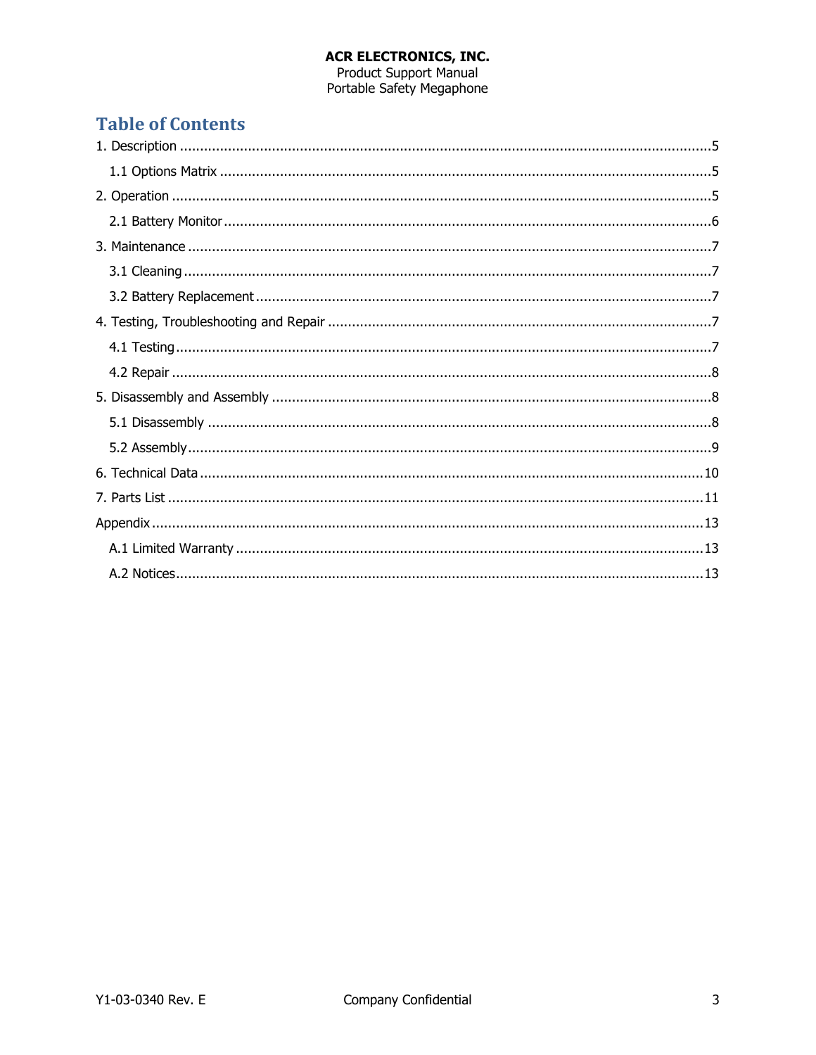# Table of Contents

1. Description ..... 5
   - 1.1 Options Matrix ..... 5
2. Operation ..... 5
   - 2.1 Battery Monitor ..... 6
3. Maintenance ..... 7
   - 3.1 Cleaning ..... 7
   - 3.2 Battery Replacement ..... 7
4. Testing, Troubleshooting and Repair ..... 7
   - 4.1 Testing ..... 7
   - 4.2 Repair ..... 8
5. Disassembly and Assembly ..... 8
   - 5.1 Disassembly ..... 8
   - 5.2 Assembly ..... 9
6. Technical Data ..... 10
7. Parts List ..... 11

Appendix ..... 13
   - A.1 Limited Warranty ..... 13
   - A.2 Notices ..... 13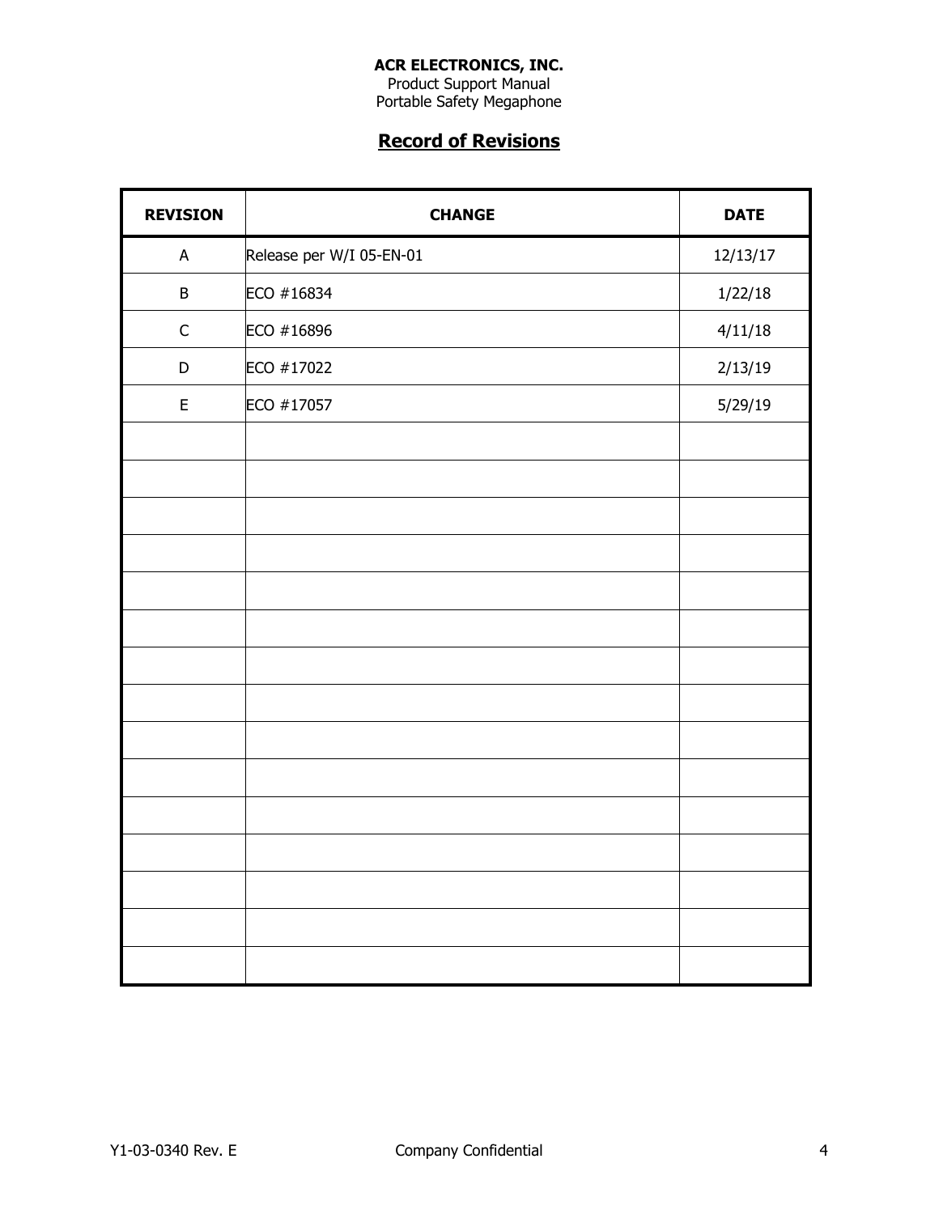**ACR ELECTRONICS, INC.**
Product Support Manual
Portable Safety Megaphone

## Record of Revisions

| REVISION | CHANGE | DATE |
|---|---|---|
| A | Release per W/I 05-EN-01 | 12/13/17 |
| B | ECO #16834 | 1/22/18 |
| C | ECO #16896 | 4/11/18 |
| D | ECO #17022 | 2/13/19 |
| E | ECO #17057 | 5/29/19 |
| | | |
| | | |
| | | |
| | | |
| | | |
| | | |
| | | |
| | | |
| | | |
| | | |
| | | |
| | | |
| | | |
| | | |
| | | |

Y1-03-0340 Rev. E Company Confidential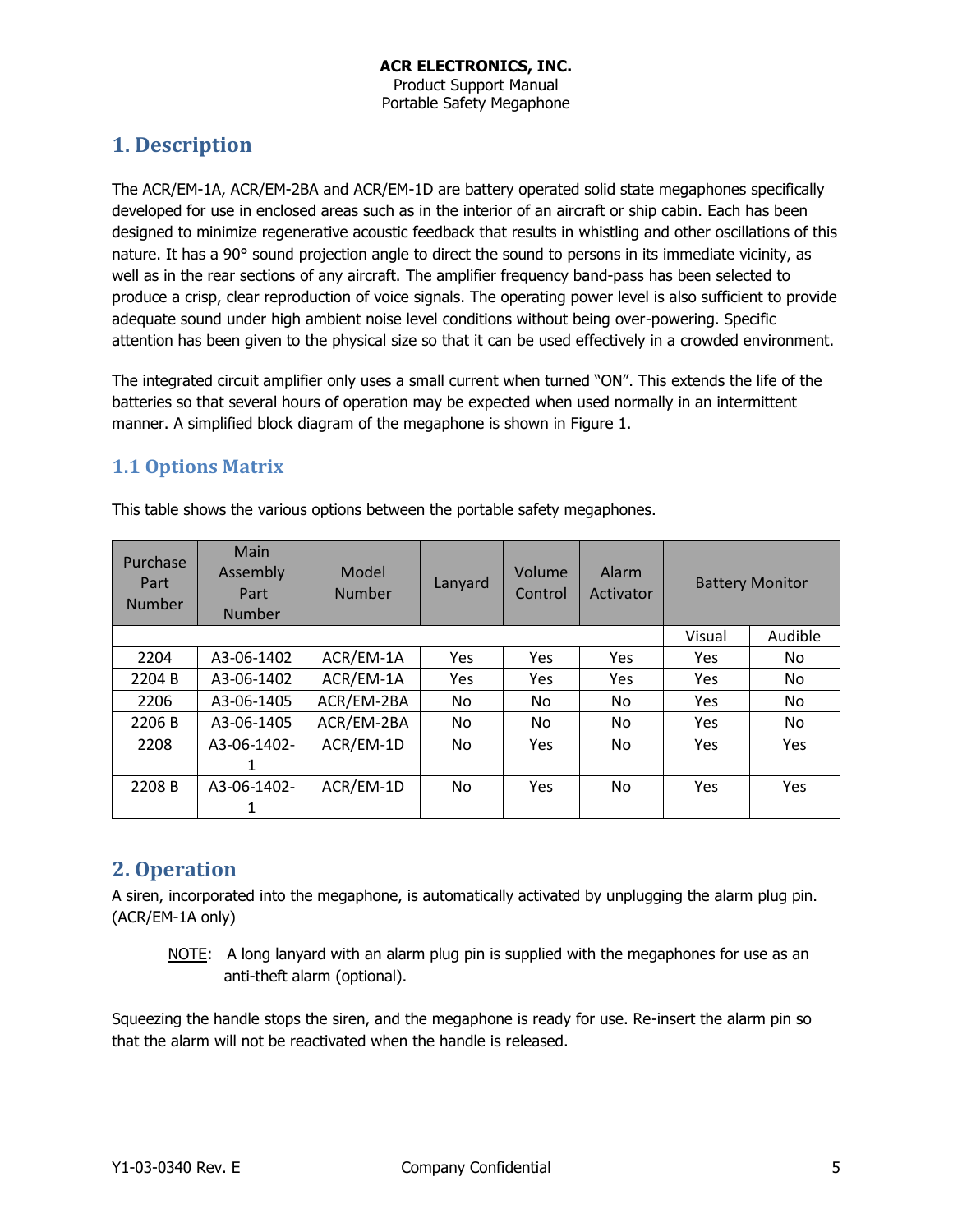# 1. Description

The ACR/EM-1A, ACR/EM-2BA and ACR/EM-1D are battery operated solid state megaphones specifically developed for use in enclosed areas such as in the interior of an aircraft or ship cabin. Each has been designed to minimize regenerative acoustic feedback that results in whistling and other oscillations of this nature. It has a 90° sound projection angle to direct the sound to persons in its immediate vicinity, as well as in the rear sections of any aircraft. The amplifier frequency band-pass has been selected to produce a crisp, clear reproduction of voice signals. The operating power level is also sufficient to provide adequate sound under high ambient noise level conditions without being over-powering. Specific attention has been given to the physical size so that it can be used effectively in a crowded environment.

The integrated circuit amplifier only uses a small current when turned "ON". This extends the life of the batteries so that several hours of operation may be expected when used normally in an intermittent manner. A simplified block diagram of the megaphone is shown in Figure 1.

## 1.1 Options Matrix

This table shows the various options between the portable safety megaphones.

| Purchase Part Number | Main Assembly Part Number | Model Number | Lanyard | Volume Control | Alarm Activator | Battery Monitor | |
|---|---|---|---|---|---|---|---|
| | | | | | | Visual | Audible |
| 2204 | A3-06-1402 | ACR/EM-1A | Yes | Yes | Yes | Yes | No |
| 2204 B | A3-06-1402 | ACR/EM-1A | Yes | Yes | Yes | Yes | No |
| 2206 | A3-06-1405 | ACR/EM-2BA | No | No | No | Yes | No |
| 2206 B | A3-06-1405 | ACR/EM-2BA | No | No | No | Yes | No |
| 2208 | A3-06-1402-1 | ACR/EM-1D | No | Yes | No | Yes | Yes |
| 2208 B | A3-06-1402-1 | ACR/EM-1D | No | Yes | No | Yes | Yes |

# 2. Operation

A siren, incorporated into the megaphone, is automatically activated by unplugging the alarm plug pin. (ACR/EM-1A only)

> NOTE: A long lanyard with an alarm plug pin is supplied with the megaphones for use as an anti-theft alarm (optional).

Squeezing the handle stops the siren, and the megaphone is ready for use. Re-insert the alarm pin so that the alarm will not be reactivated when the handle is released.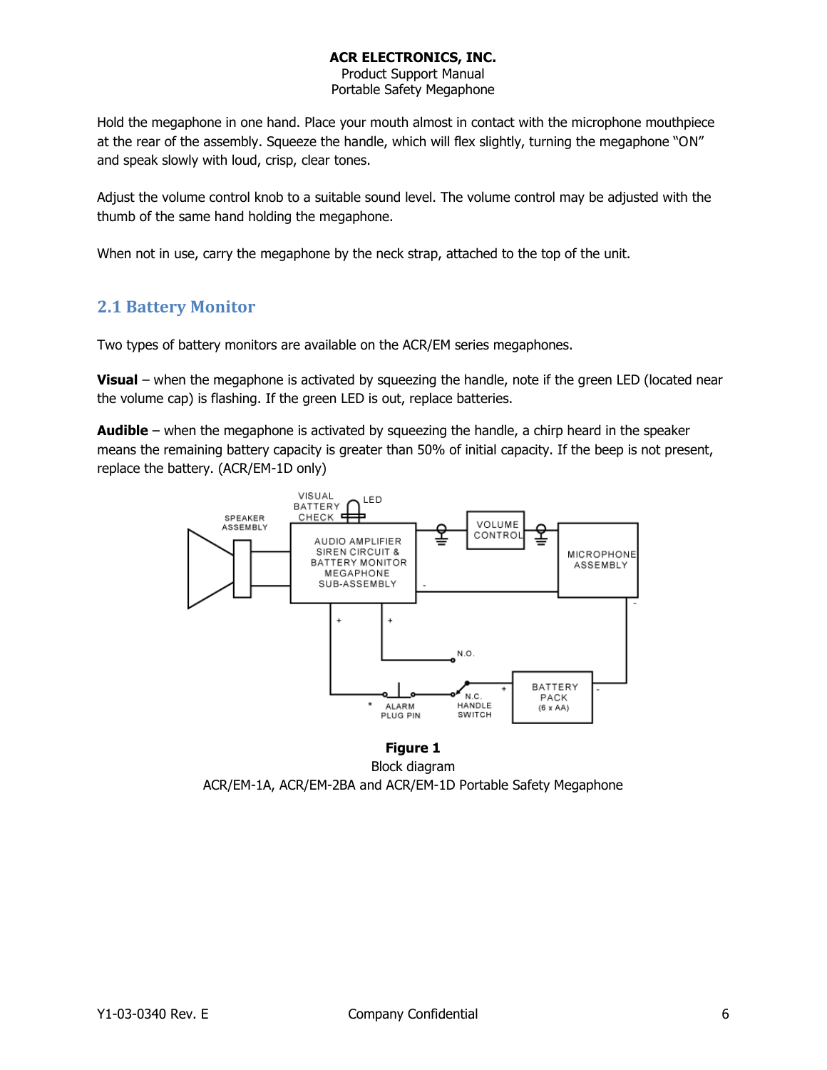Hold the megaphone in one hand. Place your mouth almost in contact with the microphone mouthpiece at the rear of the assembly. Squeeze the handle, which will flex slightly, turning the megaphone "ON" and speak slowly with loud, crisp, clear tones.

Adjust the volume control knob to a suitable sound level. The volume control may be adjusted with the thumb of the same hand holding the megaphone.

When not in use, carry the megaphone by the neck strap, attached to the top of the unit.

## 2.1 Battery Monitor

Two types of battery monitors are available on the ACR/EM series megaphones.

**Visual** – when the megaphone is activated by squeezing the handle, note if the green LED (located near the volume cap) is flashing. If the green LED is out, replace batteries.

**Audible** – when the megaphone is activated by squeezing the handle, a chirp heard in the speaker means the remaining battery capacity is greater than 50% of initial capacity. If the beep is not present, replace the battery. (ACR/EM-1D only)

**Figure 1**
Block diagram
ACR/EM-1A, ACR/EM-2BA and ACR/EM-1D Portable Safety Megaphone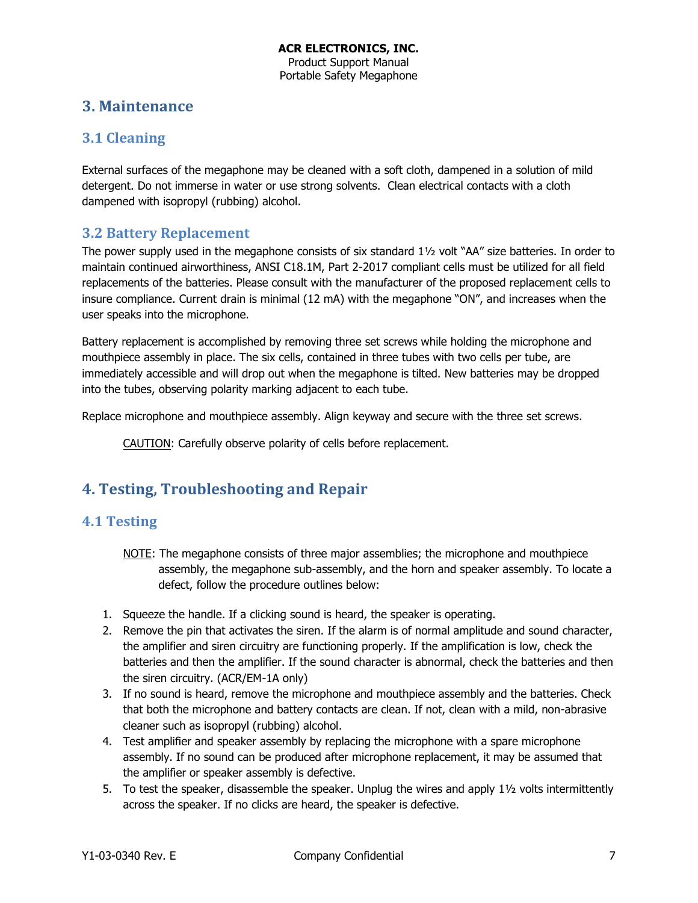# 3. Maintenance

## 3.1 Cleaning

External surfaces of the megaphone may be cleaned with a soft cloth, dampened in a solution of mild detergent. Do not immerse in water or use strong solvents. Clean electrical contacts with a cloth dampened with isopropyl (rubbing) alcohol.

## 3.2 Battery Replacement

The power supply used in the megaphone consists of six standard 1½ volt "AA" size batteries. In order to maintain continued airworthiness, ANSI C18.1M, Part 2-2017 compliant cells must be utilized for all field replacements of the batteries. Please consult with the manufacturer of the proposed replacement cells to insure compliance. Current drain is minimal (12 mA) with the megaphone "ON", and increases when the user speaks into the microphone.

Battery replacement is accomplished by removing three set screws while holding the microphone and mouthpiece assembly in place. The six cells, contained in three tubes with two cells per tube, are immediately accessible and will drop out when the megaphone is tilted. New batteries may be dropped into the tubes, observing polarity marking adjacent to each tube.

Replace microphone and mouthpiece assembly. Align keyway and secure with the three set screws.

<u>CAUTION</u>: Carefully observe polarity of cells before replacement.

# 4. Testing, Troubleshooting and Repair

## 4.1 Testing

<u>NOTE</u>: The megaphone consists of three major assemblies; the microphone and mouthpiece assembly, the megaphone sub-assembly, and the horn and speaker assembly. To locate a defect, follow the procedure outlines below:

1. Squeeze the handle. If a clicking sound is heard, the speaker is operating.
2. Remove the pin that activates the siren. If the alarm is of normal amplitude and sound character, the amplifier and siren circuitry are functioning properly. If the amplification is low, check the batteries and then the amplifier. If the sound character is abnormal, check the batteries and then the siren circuitry. (ACR/EM-1A only)
3. If no sound is heard, remove the microphone and mouthpiece assembly and the batteries. Check that both the microphone and battery contacts are clean. If not, clean with a mild, non-abrasive cleaner such as isopropyl (rubbing) alcohol.
4. Test amplifier and speaker assembly by replacing the microphone with a spare microphone assembly. If no sound can be produced after microphone replacement, it may be assumed that the amplifier or speaker assembly is defective.
5. To test the speaker, disassemble the speaker. Unplug the wires and apply 1½ volts intermittently across the speaker. If no clicks are heard, the speaker is defective.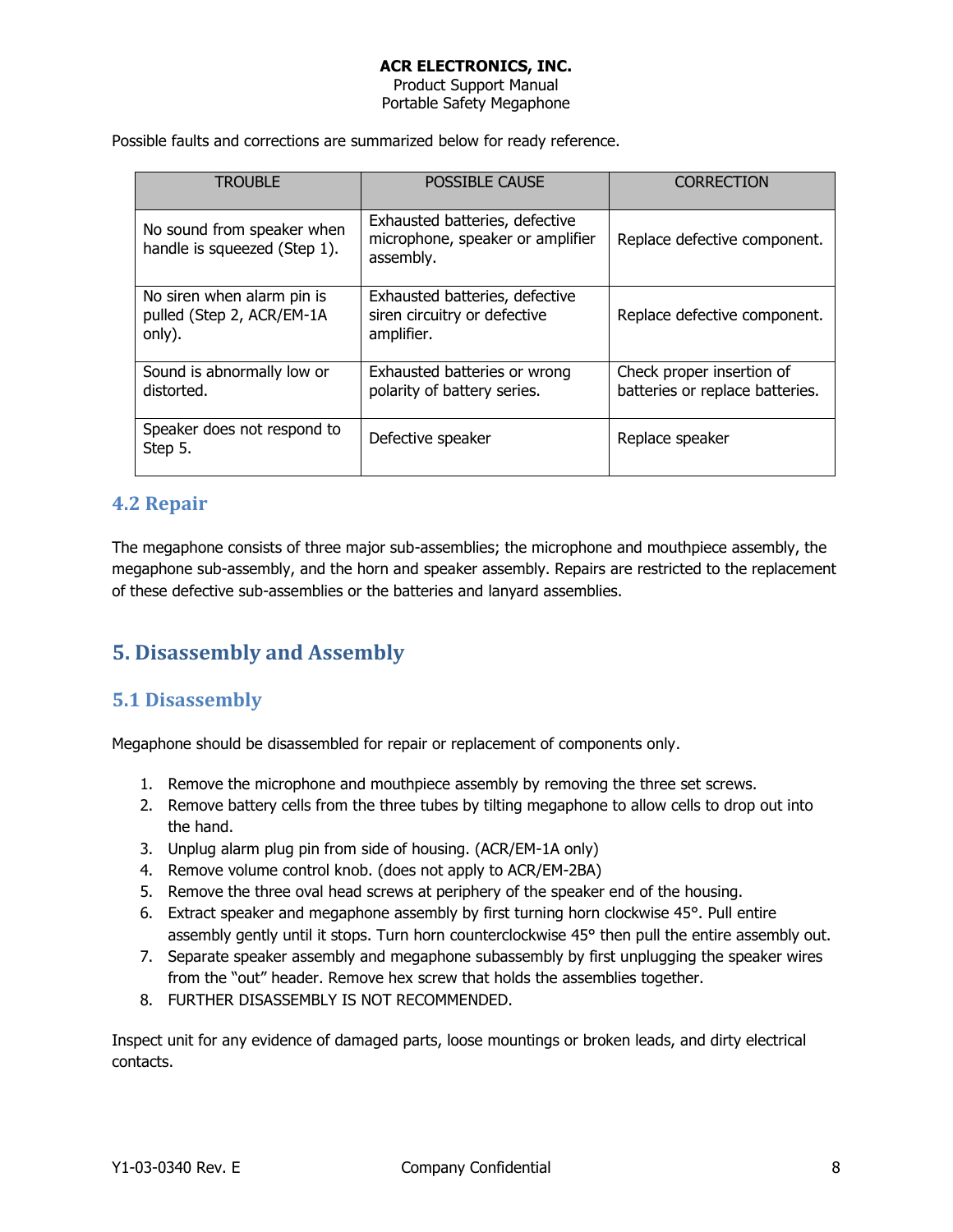Possible faults and corrections are summarized below for ready reference.

| TROUBLE | POSSIBLE CAUSE | CORRECTION |
|---|---|---|
| No sound from speaker when handle is squeezed (Step 1). | Exhausted batteries, defective microphone, speaker or amplifier assembly. | Replace defective component. |
| No siren when alarm pin is pulled (Step 2, ACR/EM-1A only). | Exhausted batteries, defective siren circuitry or defective amplifier. | Replace defective component. |
| Sound is abnormally low or distorted. | Exhausted batteries or wrong polarity of battery series. | Check proper insertion of batteries or replace batteries. |
| Speaker does not respond to Step 5. | Defective speaker | Replace speaker |

## 4.2 Repair

The megaphone consists of three major sub-assemblies; the microphone and mouthpiece assembly, the megaphone sub-assembly, and the horn and speaker assembly. Repairs are restricted to the replacement of these defective sub-assemblies or the batteries and lanyard assemblies.

# 5. Disassembly and Assembly

## 5.1 Disassembly

Megaphone should be disassembled for repair or replacement of components only.

1. Remove the microphone and mouthpiece assembly by removing the three set screws.
2. Remove battery cells from the three tubes by tilting megaphone to allow cells to drop out into the hand.
3. Unplug alarm plug pin from side of housing. (ACR/EM-1A only)
4. Remove volume control knob. (does not apply to ACR/EM-2BA)
5. Remove the three oval head screws at periphery of the speaker end of the housing.
6. Extract speaker and megaphone assembly by first turning horn clockwise 45°. Pull entire assembly gently until it stops. Turn horn counterclockwise 45° then pull the entire assembly out.
7. Separate speaker assembly and megaphone subassembly by first unplugging the speaker wires from the "out" header. Remove hex screw that holds the assemblies together.
8. FURTHER DISASSEMBLY IS NOT RECOMMENDED.

Inspect unit for any evidence of damaged parts, loose mountings or broken leads, and dirty electrical contacts.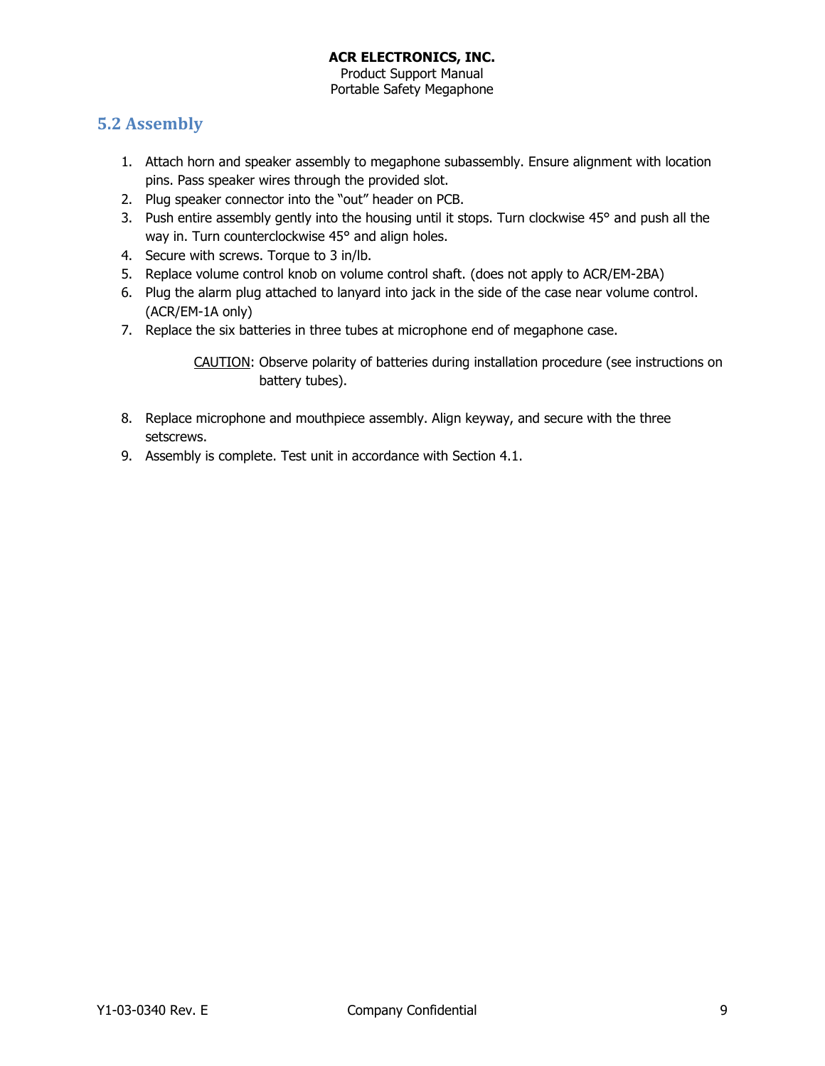## 5.2 Assembly

1. Attach horn and speaker assembly to megaphone subassembly. Ensure alignment with location pins. Pass speaker wires through the provided slot.
2. Plug speaker connector into the "out" header on PCB.
3. Push entire assembly gently into the housing until it stops. Turn clockwise 45° and push all the way in. Turn counterclockwise 45° and align holes.
4. Secure with screws. Torque to 3 in/lb.
5. Replace volume control knob on volume control shaft. (does not apply to ACR/EM-2BA)
6. Plug the alarm plug attached to lanyard into jack in the side of the case near volume control. (ACR/EM-1A only)
7. Replace the six batteries in three tubes at microphone end of megaphone case.

   CAUTION: Observe polarity of batteries during installation procedure (see instructions on battery tubes).

8. Replace microphone and mouthpiece assembly. Align keyway, and secure with the three setscrews.
9. Assembly is complete. Test unit in accordance with Section 4.1.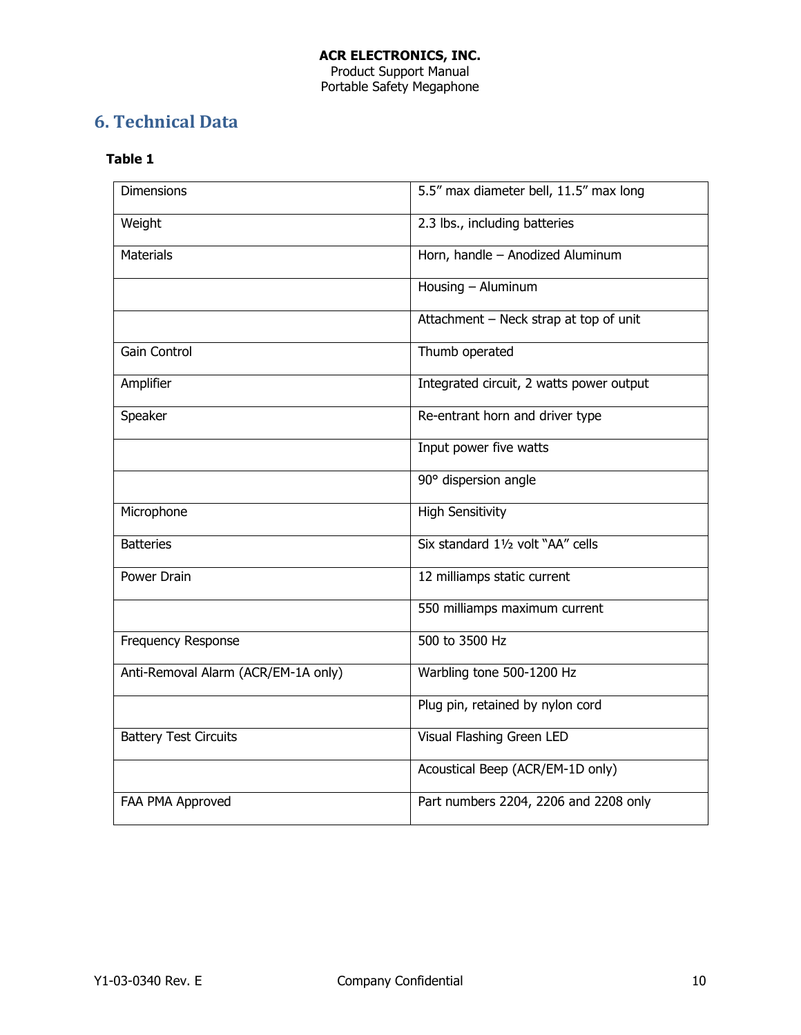## 6. Technical Data

**Table 1**

| | |
|---|---|
| Dimensions | 5.5” max diameter bell, 11.5” max long |
| Weight | 2.3 lbs., including batteries |
| Materials | Horn, handle – Anodized Aluminum |
| | Housing – Aluminum |
| | Attachment – Neck strap at top of unit |
| Gain Control | Thumb operated |
| Amplifier | Integrated circuit, 2 watts power output |
| Speaker | Re-entrant horn and driver type |
| | Input power five watts |
| | 90° dispersion angle |
| Microphone | High Sensitivity |
| Batteries | Six standard 1½ volt “AA” cells |
| Power Drain | 12 milliamps static current |
| | 550 milliamps maximum current |
| Frequency Response | 500 to 3500 Hz |
| Anti-Removal Alarm (ACR/EM-1A only) | Warbling tone 500-1200 Hz |
| | Plug pin, retained by nylon cord |
| Battery Test Circuits | Visual Flashing Green LED |
| | Acoustical Beep (ACR/EM-1D only) |
| FAA PMA Approved | Part numbers 2204, 2206 and 2208 only |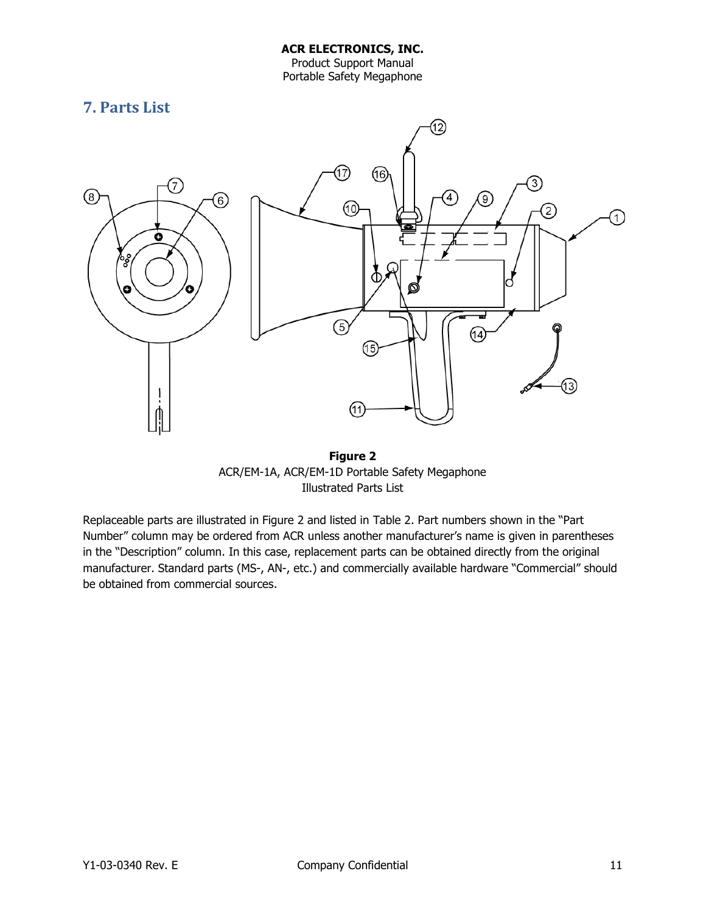## 7. Parts List

**Figure 2**

ACR/EM-1A, ACR/EM-1D Portable Safety Megaphone
Illustrated Parts List

Replaceable parts are illustrated in Figure 2 and listed in Table 2. Part numbers shown in the "Part Number" column may be ordered from ACR unless another manufacturer's name is given in parentheses in the "Description" column. In this case, replacement parts can be obtained directly from the original manufacturer. Standard parts (MS-, AN-, etc.) and commercially available hardware "Commercial" should be obtained from commercial sources.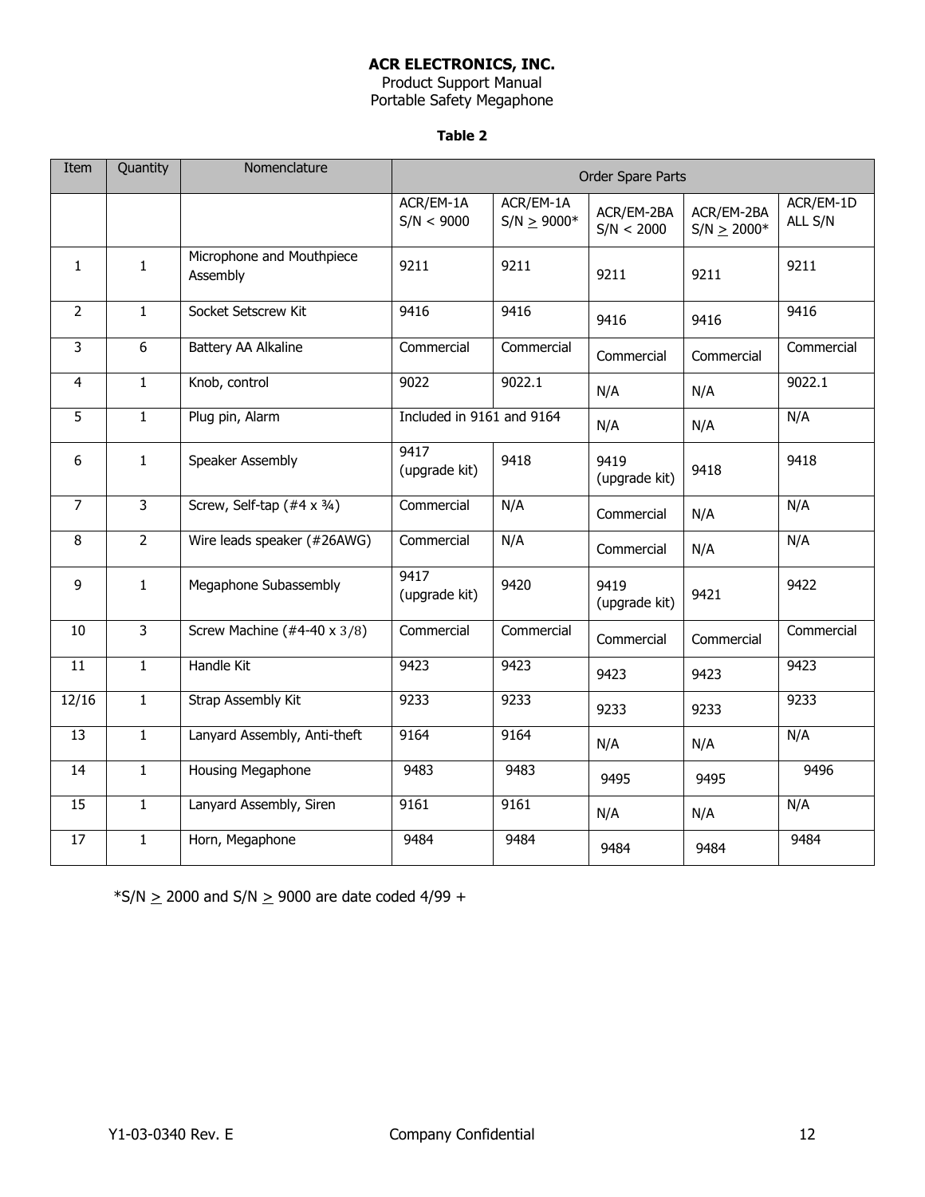**ACR ELECTRONICS, INC.**
Product Support Manual
Portable Safety Megaphone

**Table 2**

| Item | Quantity | Nomenclature | Order Spare Parts | | | | |
|---|---|---|---|---|---|---|---|
| | | | ACR/EM-1A S/N < 9000 | ACR/EM-1A S/N ≥ 9000* | ACR/EM-2BA S/N < 2000 | ACR/EM-2BA S/N ≥ 2000* | ACR/EM-1D ALL S/N |
| 1 | 1 | Microphone and Mouthpiece Assembly | 9211 | 9211 | 9211 | 9211 | 9211 |
| 2 | 1 | Socket Setscrew Kit | 9416 | 9416 | 9416 | 9416 | 9416 |
| 3 | 6 | Battery AA Alkaline | Commercial | Commercial | Commercial | Commercial | Commercial |
| 4 | 1 | Knob, control | 9022 | 9022.1 | N/A | N/A | 9022.1 |
| 5 | 1 | Plug pin, Alarm | Included in 9161 and 9164 | | N/A | N/A | N/A |
| 6 | 1 | Speaker Assembly | 9417 (upgrade kit) | 9418 | 9419 (upgrade kit) | 9418 | 9418 |
| 7 | 3 | Screw, Self-tap (#4 x ¾) | Commercial | N/A | Commercial | N/A | N/A |
| 8 | 2 | Wire leads speaker (#26AWG) | Commercial | N/A | Commercial | N/A | N/A |
| 9 | 1 | Megaphone Subassembly | 9417 (upgrade kit) | 9420 | 9419 (upgrade kit) | 9421 | 9422 |
| 10 | 3 | Screw Machine (#4-40 x 3/8) | Commercial | Commercial | Commercial | Commercial | Commercial |
| 11 | 1 | Handle Kit | 9423 | 9423 | 9423 | 9423 | 9423 |
| 12/16 | 1 | Strap Assembly Kit | 9233 | 9233 | 9233 | 9233 | 9233 |
| 13 | 1 | Lanyard Assembly, Anti-theft | 9164 | 9164 | N/A | N/A | N/A |
| 14 | 1 | Housing Megaphone | 9483 | 9483 | 9495 | 9495 | 9496 |
| 15 | 1 | Lanyard Assembly, Siren | 9161 | 9161 | N/A | N/A | N/A |
| 17 | 1 | Horn, Megaphone | 9484 | 9484 | 9484 | 9484 | 9484 |

*S/N ≥ 2000 and S/N ≥ 9000 are date coded 4/99 +

Y1-03-0340 Rev. E — Company Confidential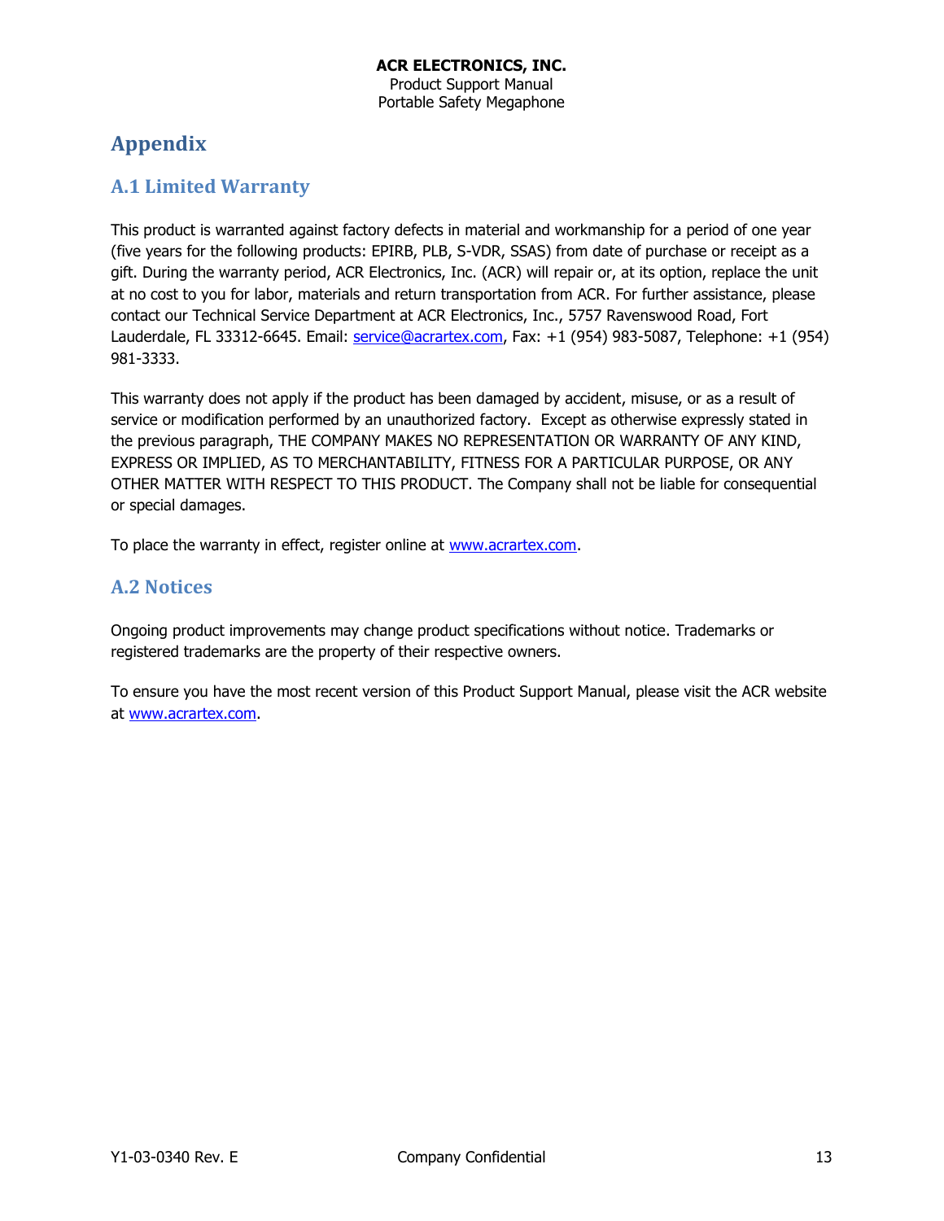# Appendix

## A.1 Limited Warranty

This product is warranted against factory defects in material and workmanship for a period of one year (five years for the following products: EPIRB, PLB, S-VDR, SSAS) from date of purchase or receipt as a gift. During the warranty period, ACR Electronics, Inc. (ACR) will repair or, at its option, replace the unit at no cost to you for labor, materials and return transportation from ACR. For further assistance, please contact our Technical Service Department at ACR Electronics, Inc., 5757 Ravenswood Road, Fort Lauderdale, FL 33312-6645. Email: service@acrartex.com, Fax: +1 (954) 983-5087, Telephone: +1 (954) 981-3333.

This warranty does not apply if the product has been damaged by accident, misuse, or as a result of service or modification performed by an unauthorized factory. Except as otherwise expressly stated in the previous paragraph, THE COMPANY MAKES NO REPRESENTATION OR WARRANTY OF ANY KIND, EXPRESS OR IMPLIED, AS TO MERCHANTABILITY, FITNESS FOR A PARTICULAR PURPOSE, OR ANY OTHER MATTER WITH RESPECT TO THIS PRODUCT. The Company shall not be liable for consequential or special damages.

To place the warranty in effect, register online at www.acrartex.com.

## A.2 Notices

Ongoing product improvements may change product specifications without notice. Trademarks or registered trademarks are the property of their respective owners.

To ensure you have the most recent version of this Product Support Manual, please visit the ACR website at www.acrartex.com.